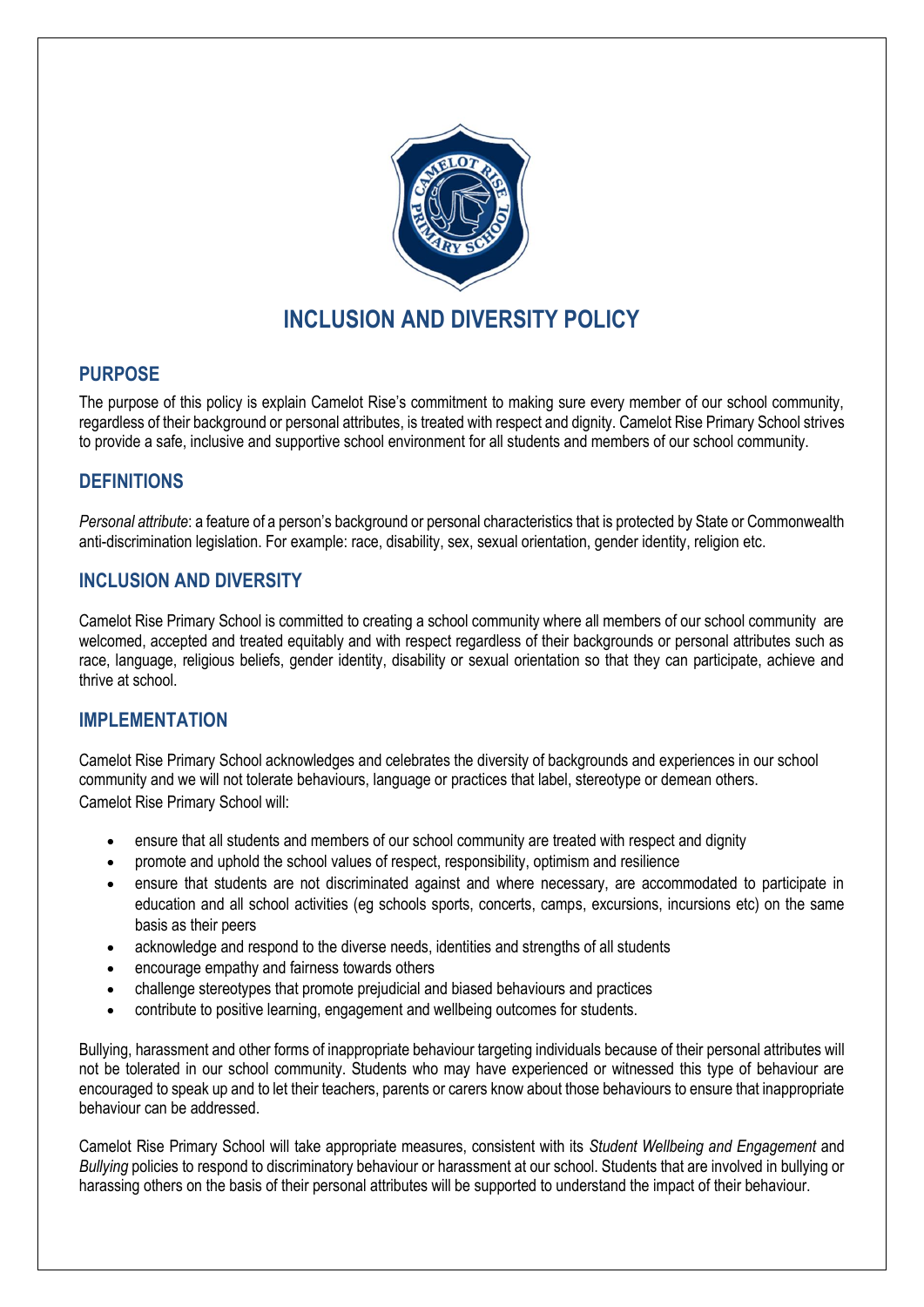# INCLUSION AND DIVERSITY POLICY

## PURPOSE

The purpose of this policy is explain Camelot Rise's commitment to making sure every member of our school community, regardless of their background or personal attributes, is treated with respect and dignity. Camelot Rise Primary School strives to provide a safe, inclusive and supportive school environment for all students and members of our school community.

## DEFINITIONS

*Personal attribute*: a feature of a person's background or personal characteristics that is protected by State or Commonwealth anti-discrimination legislation. For example: race, disability, sex, sexual orientation, gender identity, religion etc.

## INCLUSION AND DIVERSITY

Camelot Rise Primary School is committed to creating a school community where all members of our school community are welcomed, accepted and treated equitably and with respect regardless of their backgrounds or personal attributes such as race, language, religious beliefs, gender identity, disability or sexual orientation so that they can participate, achieve and thrive at school.

## IMPLEMENTATION

Camelot Rise Primary School acknowledges and celebrates the diversity of backgrounds and experiences in our school community and we will not tolerate behaviours, language or practices that label, stereotype or demean others.
Camelot Rise Primary School will:

- ensure that all students and members of our school community are treated with respect and dignity
- promote and uphold the school values of respect, responsibility, optimism and resilience
- ensure that students are not discriminated against and where necessary, are accommodated to participate in education and all school activities (eg schools sports, concerts, camps, excursions, incursions etc) on the same basis as their peers
- acknowledge and respond to the diverse needs, identities and strengths of all students
- encourage empathy and fairness towards others
- challenge stereotypes that promote prejudicial and biased behaviours and practices
- contribute to positive learning, engagement and wellbeing outcomes for students.

Bullying, harassment and other forms of inappropriate behaviour targeting individuals because of their personal attributes will not be tolerated in our school community. Students who may have experienced or witnessed this type of behaviour are encouraged to speak up and to let their teachers, parents or carers know about those behaviours to ensure that inappropriate behaviour can be addressed.

Camelot Rise Primary School will take appropriate measures, consistent with its *Student Wellbeing and Engagement* and *Bullying* policies to respond to discriminatory behaviour or harassment at our school. Students that are involved in bullying or harassing others on the basis of their personal attributes will be supported to understand the impact of their behaviour.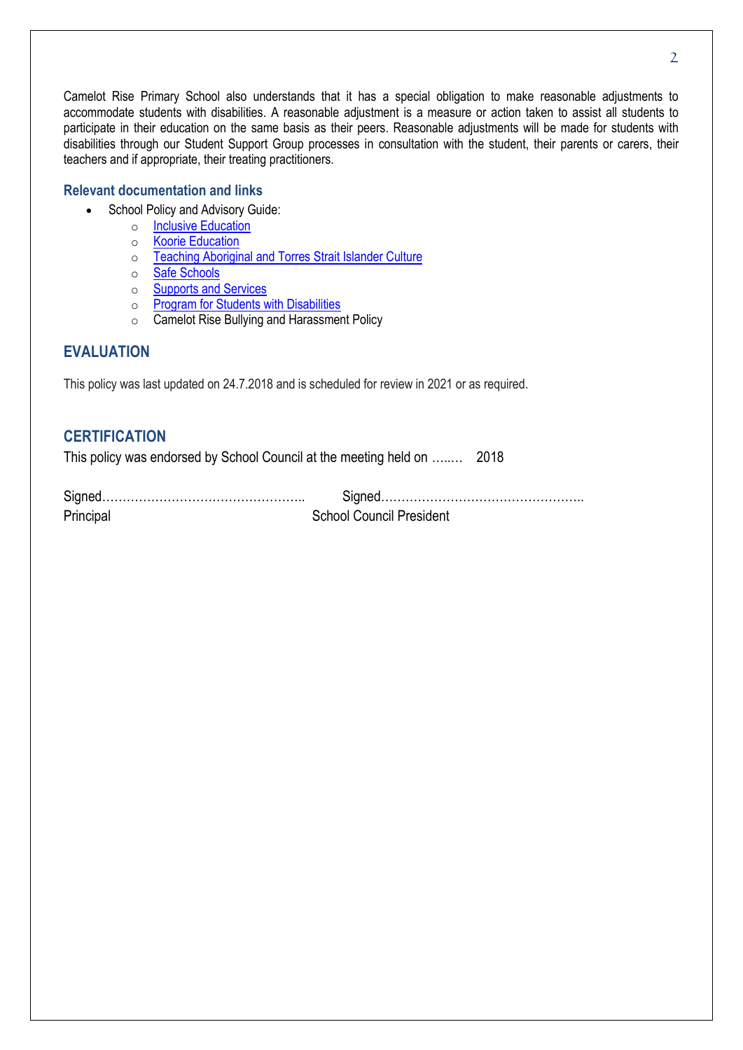Camelot Rise Primary School also understands that it has a special obligation to make reasonable adjustments to accommodate students with disabilities. A reasonable adjustment is a measure or action taken to assist all students to participate in their education on the same basis as their peers. Reasonable adjustments will be made for students with disabilities through our Student Support Group processes in consultation with the student, their parents or carers, their teachers and if appropriate, their treating practitioners.

### Relevant documentation and links

- School Policy and Advisory Guide:
  - Inclusive Education
  - Koorie Education
  - Teaching Aboriginal and Torres Strait Islander Culture
  - Safe Schools
  - Supports and Services
  - Program for Students with Disabilities
  - Camelot Rise Bullying and Harassment Policy

## EVALUATION

This policy was last updated on 24.7.2018 and is scheduled for review in 2021 or as required.

## CERTIFICATION

This policy was endorsed by School Council at the meeting held on …..… 2018

Signed………………………………………….. Signed…………………………………………..

Principal School Council President